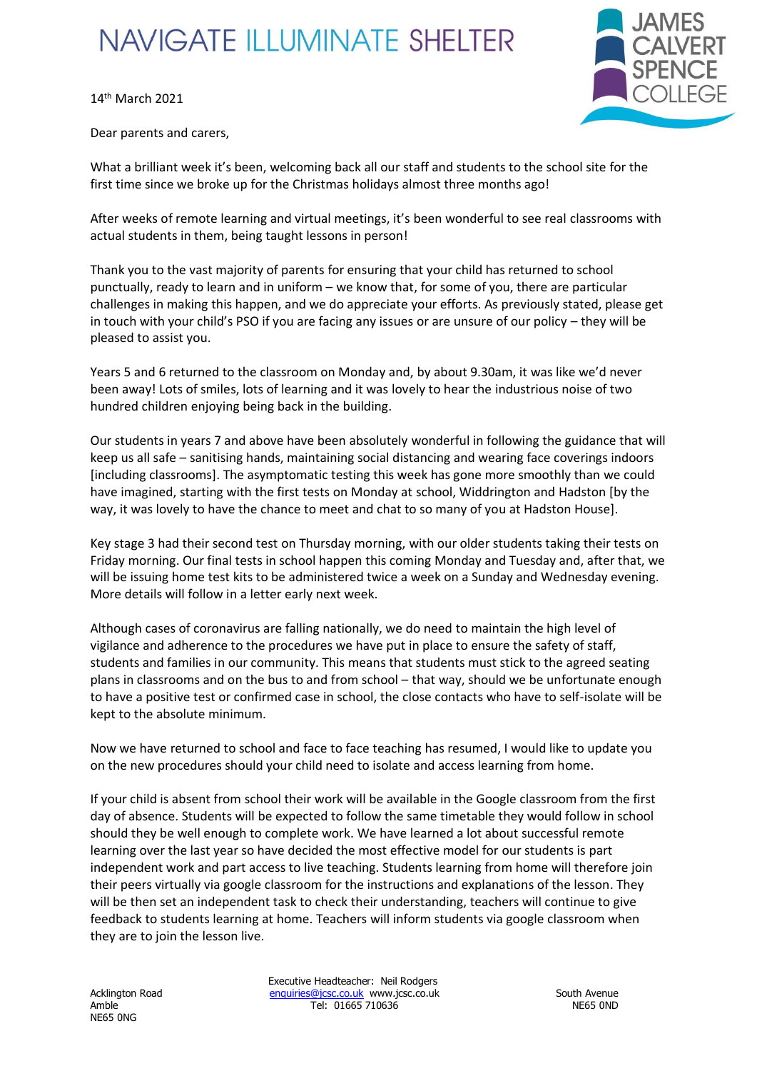# NAVIGATE ILLUMINATE SHELTER

JAMES CALVERT SPENCE COLLEGE

14th March 2021

Dear parents and carers,

What a brilliant week it's been, welcoming back all our staff and students to the school site for the first time since we broke up for the Christmas holidays almost three months ago!

After weeks of remote learning and virtual meetings, it's been wonderful to see real classrooms with actual students in them, being taught lessons in person!

Thank you to the vast majority of parents for ensuring that your child has returned to school punctually, ready to learn and in uniform – we know that, for some of you, there are particular challenges in making this happen, and we do appreciate your efforts. As previously stated, please get in touch with your child's PSO if you are facing any issues or are unsure of our policy – they will be pleased to assist you.

Years 5 and 6 returned to the classroom on Monday and, by about 9.30am, it was like we'd never been away! Lots of smiles, lots of learning and it was lovely to hear the industrious noise of two hundred children enjoying being back in the building.

Our students in years 7 and above have been absolutely wonderful in following the guidance that will keep us all safe – sanitising hands, maintaining social distancing and wearing face coverings indoors [including classrooms]. The asymptomatic testing this week has gone more smoothly than we could have imagined, starting with the first tests on Monday at school, Widdrington and Hadston [by the way, it was lovely to have the chance to meet and chat to so many of you at Hadston House].

Key stage 3 had their second test on Thursday morning, with our older students taking their tests on Friday morning. Our final tests in school happen this coming Monday and Tuesday and, after that, we will be issuing home test kits to be administered twice a week on a Sunday and Wednesday evening. More details will follow in a letter early next week.

Although cases of coronavirus are falling nationally, we do need to maintain the high level of vigilance and adherence to the procedures we have put in place to ensure the safety of staff, students and families in our community. This means that students must stick to the agreed seating plans in classrooms and on the bus to and from school – that way, should we be unfortunate enough to have a positive test or confirmed case in school, the close contacts who have to self-isolate will be kept to the absolute minimum.

Now we have returned to school and face to face teaching has resumed, I would like to update you on the new procedures should your child need to isolate and access learning from home.

If your child is absent from school their work will be available in the Google classroom from the first day of absence. Students will be expected to follow the same timetable they would follow in school should they be well enough to complete work. We have learned a lot about successful remote learning over the last year so have decided the most effective model for our students is part independent work and part access to live teaching. Students learning from home will therefore join their peers virtually via google classroom for the instructions and explanations of the lesson. They will be then set an independent task to check their understanding, teachers will continue to give feedback to students learning at home. Teachers will inform students via google classroom when they are to join the lesson live.

Acklington Road
Amble
NE65 0NG

Executive Headteacher: Neil Rodgers
enquiries@jcsc.co.uk www.jcsc.co.uk
Tel: 01665 710636

South Avenue
NE65 0ND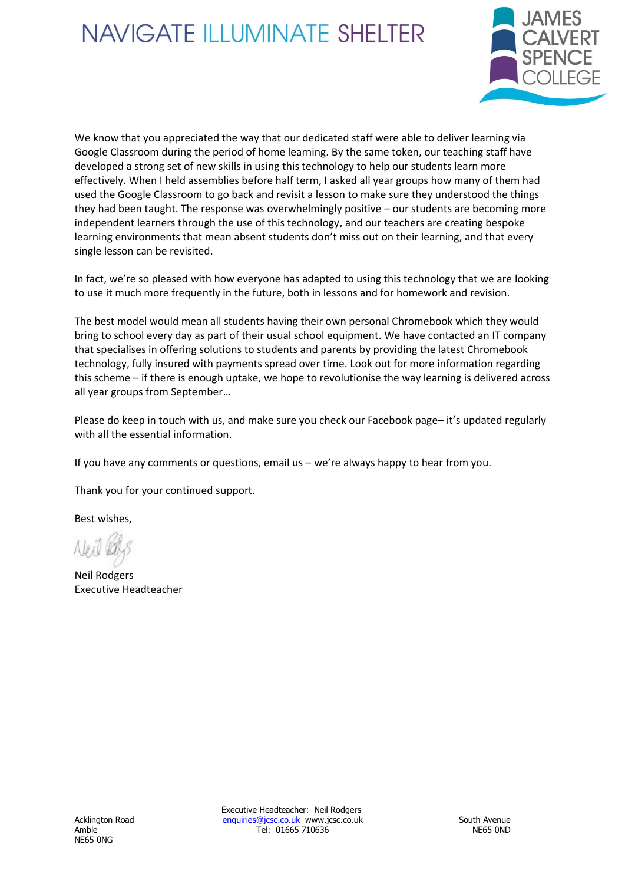We know that you appreciated the way that our dedicated staff were able to deliver learning via Google Classroom during the period of home learning. By the same token, our teaching staff have developed a strong set of new skills in using this technology to help our students learn more effectively. When I held assemblies before half term, I asked all year groups how many of them had used the Google Classroom to go back and revisit a lesson to make sure they understood the things they had been taught. The response was overwhelmingly positive – our students are becoming more independent learners through the use of this technology, and our teachers are creating bespoke learning environments that mean absent students don't miss out on their learning, and that every single lesson can be revisited.

In fact, we're so pleased with how everyone has adapted to using this technology that we are looking to use it much more frequently in the future, both in lessons and for homework and revision.

The best model would mean all students having their own personal Chromebook which they would bring to school every day as part of their usual school equipment. We have contacted an IT company that specialises in offering solutions to students and parents by providing the latest Chromebook technology, fully insured with payments spread over time. Look out for more information regarding this scheme – if there is enough uptake, we hope to revolutionise the way learning is delivered across all year groups from September…

Please do keep in touch with us, and make sure you check our Facebook page– it's updated regularly with all the essential information.

If you have any comments or questions, email us – we're always happy to hear from you.

Thank you for your continued support.

Best wishes,

Neil Rodgers
Executive Headteacher

Acklington Road
Amble
NE65 0NG

Executive Headteacher: Neil Rodgers
enquiries@jcsc.co.uk www.jcsc.co.uk
Tel: 01665 710636

South Avenue
NE65 0ND